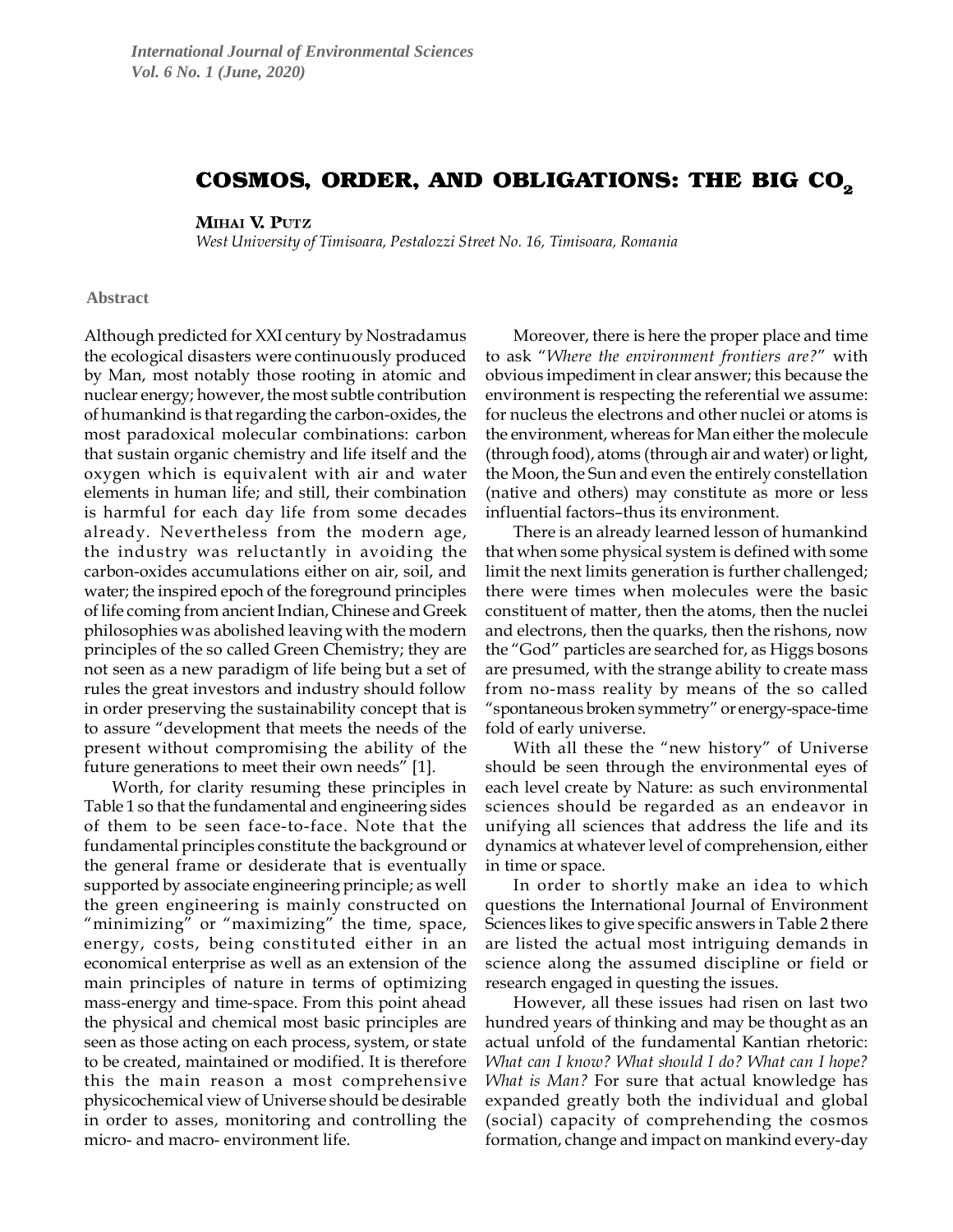# COSMOS, ORDER, AND OBLIGATIONS: THE BIG $CO_2$

**Mihai V. Putz**

*West University of Timisoara, Pestalozzi Street No. 16, Timisoara, Romania*

## Abstract

Although predicted for XXI century by Nostradamus the ecological disasters were continuously produced by Man, most notably those rooting in atomic and nuclear energy; however, the most subtle contribution of humankind is that regarding the carbon-oxides, the most paradoxical molecular combinations: carbon that sustain organic chemistry and life itself and the oxygen which is equivalent with air and water elements in human life; and still, their combination is harmful for each day life from some decades already. Nevertheless from the modern age, the industry was reluctantly in avoiding the carbon-oxides accumulations either on air, soil, and water; the inspired epoch of the foreground principles of life coming from ancient Indian, Chinese and Greek philosophies was abolished leaving with the modern principles of the so called Green Chemistry; they are not seen as a new paradigm of life being but a set of rules the great investors and industry should follow in order preserving the sustainability concept that is to assure "development that meets the needs of the present without compromising the ability of the future generations to meet their own needs" [1].

Worth, for clarity resuming these principles in Table 1 so that the fundamental and engineering sides of them to be seen face-to-face. Note that the fundamental principles constitute the background or the general frame or desiderate that is eventually supported by associate engineering principle; as well the green engineering is mainly constructed on "minimizing" or "maximizing" the time, space, energy, costs, being constituted either in an economical enterprise as well as an extension of the main principles of nature in terms of optimizing mass-energy and time-space. From this point ahead the physical and chemical most basic principles are seen as those acting on each process, system, or state to be created, maintained or modified. It is therefore this the main reason a most comprehensive physicochemical view of Universe should be desirable in order to asses, monitoring and controlling the micro- and macro- environment life.

Moreover, there is here the proper place and time to ask "*Where the environment frontiers are?*" with obvious impediment in clear answer; this because the environment is respecting the referential we assume: for nucleus the electrons and other nuclei or atoms is the environment, whereas for Man either the molecule (through food), atoms (through air and water) or light, the Moon, the Sun and even the entirely constellation (native and others) may constitute as more or less influential factors–thus its environment.

There is an already learned lesson of humankind that when some physical system is defined with some limit the next limits generation is further challenged; there were times when molecules were the basic constituent of matter, then the atoms, then the nuclei and electrons, then the quarks, then the rishons, now the "God" particles are searched for, as Higgs bosons are presumed, with the strange ability to create mass from no-mass reality by means of the so called "spontaneous broken symmetry" or energy-space-time fold of early universe.

With all these the "new history" of Universe should be seen through the environmental eyes of each level create by Nature: as such environmental sciences should be regarded as an endeavor in unifying all sciences that address the life and its dynamics at whatever level of comprehension, either in time or space.

In order to shortly make an idea to which questions the International Journal of Environment Sciences likes to give specific answers in Table 2 there are listed the actual most intriguing demands in science along the assumed discipline or field or research engaged in questing the issues.

However, all these issues had risen on last two hundred years of thinking and may be thought as an actual unfold of the fundamental Kantian rhetoric: *What can I know? What should I do? What can I hope? What is Man?* For sure that actual knowledge has expanded greatly both the individual and global (social) capacity of comprehending the cosmos formation, change and impact on mankind every-day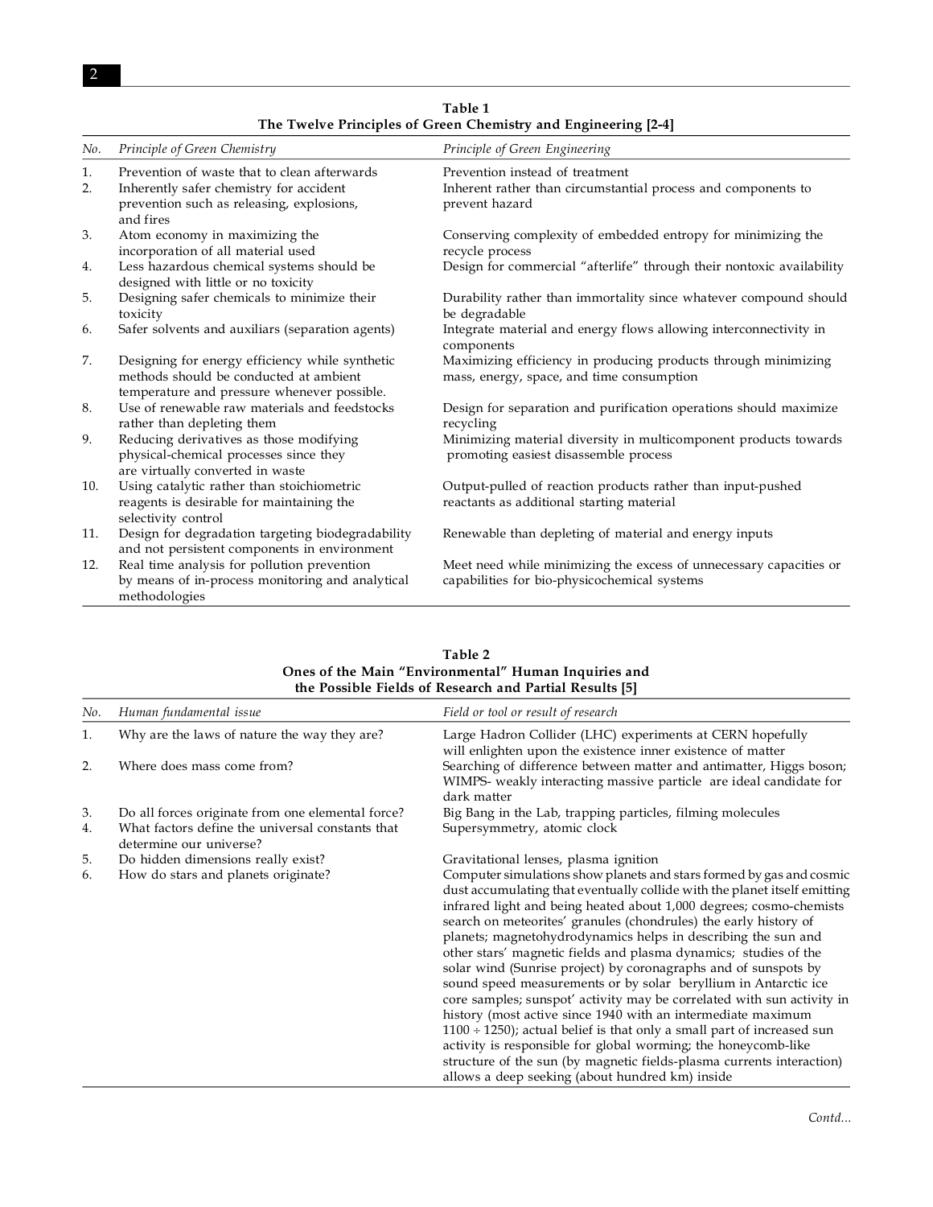**Table 1**
**The Twelve Principles of Green Chemistry and Engineering [2-4]**

| No. | *Principle of Green Chemistry* | *Principle of Green Engineering* |
|---|---|---|
| 1. | Prevention of waste that to clean afterwards | Prevention instead of treatment |
| 2. | Inherently safer chemistry for accident prevention such as releasing, explosions, and fires | Inherent rather than circumstantial process and components to prevent hazard |
| 3. | Atom economy in maximizing the incorporation of all material used | Conserving complexity of embedded entropy for minimizing the recycle process |
| 4. | Less hazardous chemical systems should be designed with little or no toxicity | Design for commercial "afterlife" through their nontoxic availability |
| 5. | Designing safer chemicals to minimize their toxicity | Durability rather than immortality since whatever compound should be degradable |
| 6. | Safer solvents and auxiliars (separation agents) | Integrate material and energy flows allowing interconnectivity in components |
| 7. | Designing for energy efficiency while synthetic methods should be conducted at ambient temperature and pressure whenever possible. | Maximizing efficiency in producing products through minimizing mass, energy, space, and time consumption |
| 8. | Use of renewable raw materials and feedstocks rather than depleting them | Design for separation and purification operations should maximize recycling |
| 9. | Reducing derivatives as those modifying physical-chemical processes since they are virtually converted in waste | Minimizing material diversity in multicomponent products towards promoting easiest disassemble process |
| 10. | Using catalytic rather than stoichiometric reagents is desirable for maintaining the selectivity control | Output-pulled of reaction products rather than input-pushed reactants as additional starting material |
| 11. | Design for degradation targeting biodegradability and not persistent components in environment | Renewable than depleting of material and energy inputs |
| 12. | Real time analysis for pollution prevention by means of in-process monitoring and analytical methodologies | Meet need while minimizing the excess of unnecessary capacities or capabilities for bio-physicochemical systems |

**Table 2**
**Ones of the Main "Environmental" Human Inquiries and the Possible Fields of Research and Partial Results [5]**

| No. | *Human fundamental issue* | *Field or tool or result of research* |
|---|---|---|
| 1. | Why are the laws of nature the way they are? | Large Hadron Collider (LHC) experiments at CERN hopefully will enlighten upon the existence inner existence of matter |
| 2. | Where does mass come from? | Searching of difference between matter and antimatter, Higgs boson; WIMPS- weakly interacting massive particle are ideal candidate for dark matter |
| 3. | Do all forces originate from one elemental force? | Big Bang in the Lab, trapping particles, filming molecules |
| 4. | What factors define the universal constants that determine our universe? | Supersymmetry, atomic clock |
| 5. | Do hidden dimensions really exist? | Gravitational lenses, plasma ignition |
| 6. | How do stars and planets originate? | Computer simulations show planets and stars formed by gas and cosmic dust accumulating that eventually collide with the planet itself emitting infrared light and being heated about 1,000 degrees; cosmo-chemists search on meteorites' granules (chondrules) the early history of planets; magnetohydrodynamics helps in describing the sun and other stars' magnetic fields and plasma dynamics; studies of the solar wind (Sunrise project) by coronagraphs and of sunspots by sound speed measurements or by solar beryllium in Antarctic ice core samples; sunspot' activity may be correlated with sun activity in history (most active since 1940 with an intermediate maximum $1100 \div 1250$); actual belief is that only a small part of increased sun activity is responsible for global worming; the honeycomb-like structure of the sun (by magnetic fields-plasma currents interaction) allows a deep seeking (about hundred km) inside |

*Contd...*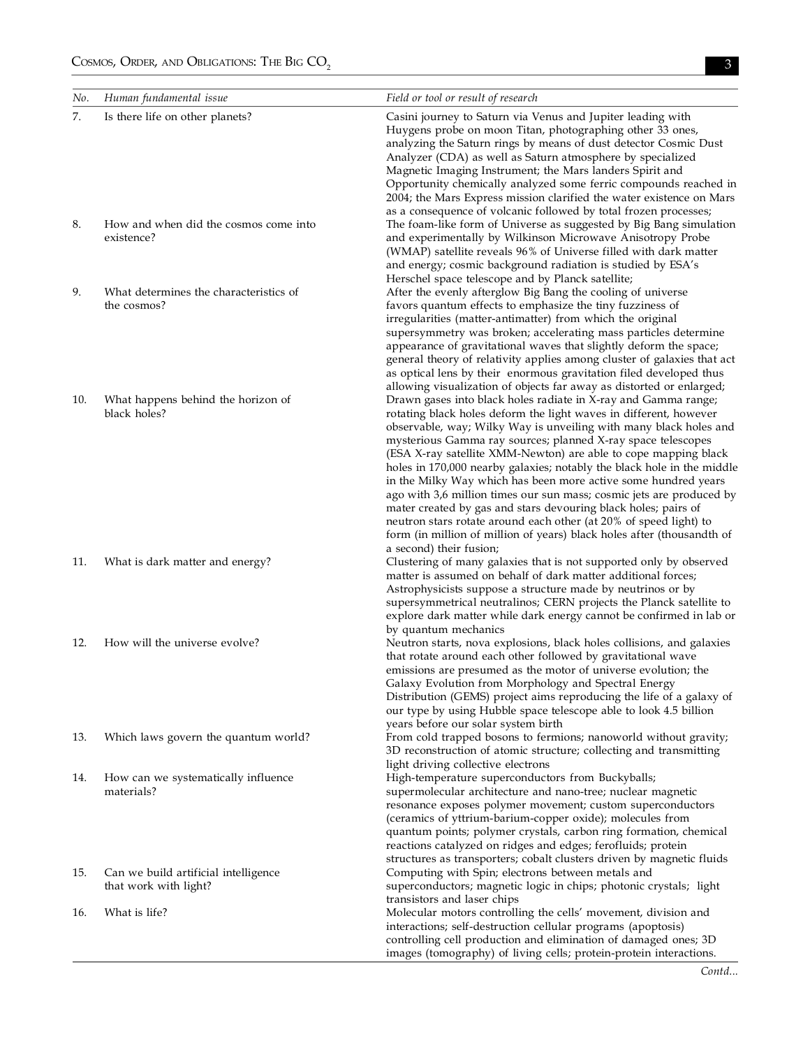| No. | Human fundamental issue | Field or tool or result of research |
|---|---|---|
| 7. | Is there life on other planets? | Casini journey to Saturn via Venus and Jupiter leading with Huygens probe on moon Titan, photographing other 33 ones, analyzing the Saturn rings by means of dust detector Cosmic Dust Analyzer (CDA) as well as Saturn atmosphere by specialized Magnetic Imaging Instrument; the Mars landers Spirit and Opportunity chemically analyzed some ferric compounds reached in 2004; the Mars Express mission clarified the water existence on Mars as a consequence of volcanic followed by total frozen processes; |
| 8. | How and when did the cosmos come into existence? | The foam-like form of Universe as suggested by Big Bang simulation and experimentally by Wilkinson Microwave Anisotropy Probe (WMAP) satellite reveals 96% of Universe filled with dark matter and energy; cosmic background radiation is studied by ESA's Herschel space telescope and by Planck satellite; |
| 9. | What determines the characteristics of the cosmos? | After the evenly afterglow Big Bang the cooling of universe favors quantum effects to emphasize the tiny fuzziness of irregularities (matter-antimatter) from which the original supersymmetry was broken; accelerating mass particles determine appearance of gravitational waves that slightly deform the space; general theory of relativity applies among cluster of galaxies that act as optical lens by their enormous gravitation filed developed thus allowing visualization of objects far away as distorted or enlarged; |
| 10. | What happens behind the horizon of black holes? | Drawn gases into black holes radiate in X-ray and Gamma range; rotating black holes deform the light waves in different, however observable, way; Wilky Way is unveiling with many black holes and mysterious Gamma ray sources; planned X-ray space telescopes (ESA X-ray satellite XMM-Newton) are able to cope mapping black holes in 170,000 nearby galaxies; notably the black hole in the middle in the Milky Way which has been more active some hundred years ago with 3,6 million times our sun mass; cosmic jets are produced by mater created by gas and stars devouring black holes; pairs of neutron stars rotate around each other (at 20% of speed light) to form (in million of million of years) black holes after (thousandth of a second) their fusion; |
| 11. | What is dark matter and energy? | Clustering of many galaxies that is not supported only by observed matter is assumed on behalf of dark matter additional forces; Astrophysicists suppose a structure made by neutrinos or by supersymmetrical neutralinos; CERN projects the Planck satellite to explore dark matter while dark energy cannot be confirmed in lab or by quantum mechanics |
| 12. | How will the universe evolve? | Neutron starts, nova explosions, black holes collisions, and galaxies that rotate around each other followed by gravitational wave emissions are presumed as the motor of universe evolution; the Galaxy Evolution from Morphology and Spectral Energy Distribution (GEMS) project aims reproducing the life of a galaxy of our type by using Hubble space telescope able to look 4.5 billion years before our solar system birth |
| 13. | Which laws govern the quantum world? | From cold trapped bosons to fermions; nanoworld without gravity; 3D reconstruction of atomic structure; collecting and transmitting light driving collective electrons |
| 14. | How can we systematically influence materials? | High-temperature superconductors from Buckyballs; supermolecular architecture and nano-tree; nuclear magnetic resonance exposes polymer movement; custom superconductors (ceramics of yttrium-barium-copper oxide); molecules from quantum points; polymer crystals, carbon ring formation, chemical reactions catalyzed on ridges and edges; ferofluids; protein structures as transporters; cobalt clusters driven by magnetic fluids |
| 15. | Can we build artificial intelligence that work with light? | Computing with Spin; electrons between metals and superconductors; magnetic logic in chips; photonic crystals; light transistors and laser chips |
| 16. | What is life? | Molecular motors controlling the cells' movement, division and interactions; self-destruction cellular programs (apoptosis) controlling cell production and elimination of damaged ones; 3D images (tomography) of living cells; protein-protein interactions. |

*Contd...*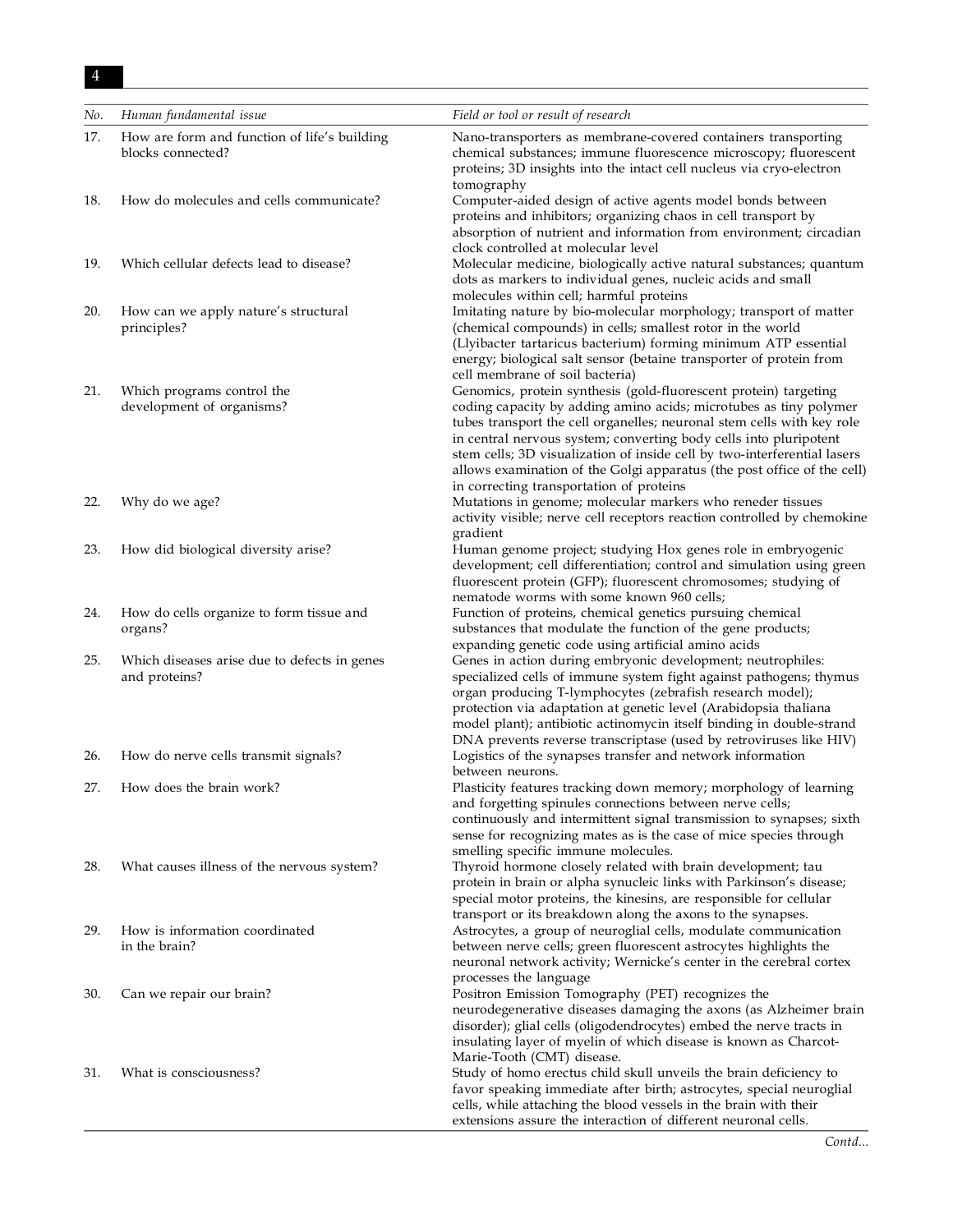| No. | Human fundamental issue | Field or tool or result of research |
|---|---|---|
| 17. | How are form and function of life's building blocks connected? | Nano-transporters as membrane-covered containers transporting chemical substances; immune fluorescence microscopy; fluorescent proteins; 3D insights into the intact cell nucleus via cryo-electron tomography |
| 18. | How do molecules and cells communicate? | Computer-aided design of active agents model bonds between proteins and inhibitors; organizing chaos in cell transport by absorption of nutrient and information from environment; circadian clock controlled at molecular level |
| 19. | Which cellular defects lead to disease? | Molecular medicine, biologically active natural substances; quantum dots as markers to individual genes, nucleic acids and small molecules within cell; harmful proteins |
| 20. | How can we apply nature's structural principles? | Imitating nature by bio-molecular morphology; transport of matter (chemical compounds) in cells; smallest rotor in the world (Llyibacter tartaricus bacterium) forming minimum ATP essential energy; biological salt sensor (betaine transporter of protein from cell membrane of soil bacteria) |
| 21. | Which programs control the development of organisms? | Genomics, protein synthesis (gold-fluorescent protein) targeting coding capacity by adding amino acids; microtubes as tiny polymer tubes transport the cell organelles; neuronal stem cells with key role in central nervous system; converting body cells into pluripotent stem cells; 3D visualization of inside cell by two-interferential lasers allows examination of the Golgi apparatus (the post office of the cell) in correcting transportation of proteins |
| 22. | Why do we age? | Mutations in genome; molecular markers who reneder tissues activity visible; nerve cell receptors reaction controlled by chemokine gradient |
| 23. | How did biological diversity arise? | Human genome project; studying Hox genes role in embryogenic development; cell differentiation; control and simulation using green fluorescent protein (GFP); fluorescent chromosomes; studying of nematode worms with some known 960 cells; |
| 24. | How do cells organize to form tissue and organs? | Function of proteins, chemical genetics pursuing chemical substances that modulate the function of the gene products; expanding genetic code using artificial amino acids |
| 25. | Which diseases arise due to defects in genes and proteins? | Genes in action during embryonic development; neutrophiles: specialized cells of immune system fight against pathogens; thymus organ producing T-lymphocytes (zebrafish research model); protection via adaptation at genetic level (Arabidopsia thaliana model plant); antibiotic actinomycin itself binding in double-strand DNA prevents reverse transcriptase (used by retroviruses like HIV) |
| 26. | How do nerve cells transmit signals? | Logistics of the synapses transfer and network information between neurons. |
| 27. | How does the brain work? | Plasticity features tracking down memory; morphology of learning and forgetting spinules connections between nerve cells; continuously and intermittent signal transmission to synapses; sixth sense for recognizing mates as is the case of mice species through smelling specific immune molecules. |
| 28. | What causes illness of the nervous system? | Thyroid hormone closely related with brain development; tau protein in brain or alpha synucleic links with Parkinson's disease; special motor proteins, the kinesins, are responsible for cellular transport or its breakdown along the axons to the synapses. |
| 29. | How is information coordinated in the brain? | Astrocytes, a group of neuroglial cells, modulate communication between nerve cells; green fluorescent astrocytes highlights the neuronal network activity; Wernicke's center in the cerebral cortex processes the language |
| 30. | Can we repair our brain? | Positron Emission Tomography (PET) recognizes the neurodegenerative diseases damaging the axons (as Alzheimer brain disorder); glial cells (oligodendrocytes) embed the nerve tracts in insulating layer of myelin of which disease is known as Charcot-Marie-Tooth (CMT) disease. |
| 31. | What is consciousness? | Study of homo erectus child skull unveils the brain deficiency to favor speaking immediate after birth; astrocytes, special neuroglial cells, while attaching the blood vessels in the brain with their extensions assure the interaction of different neuronal cells. |

*Contd...*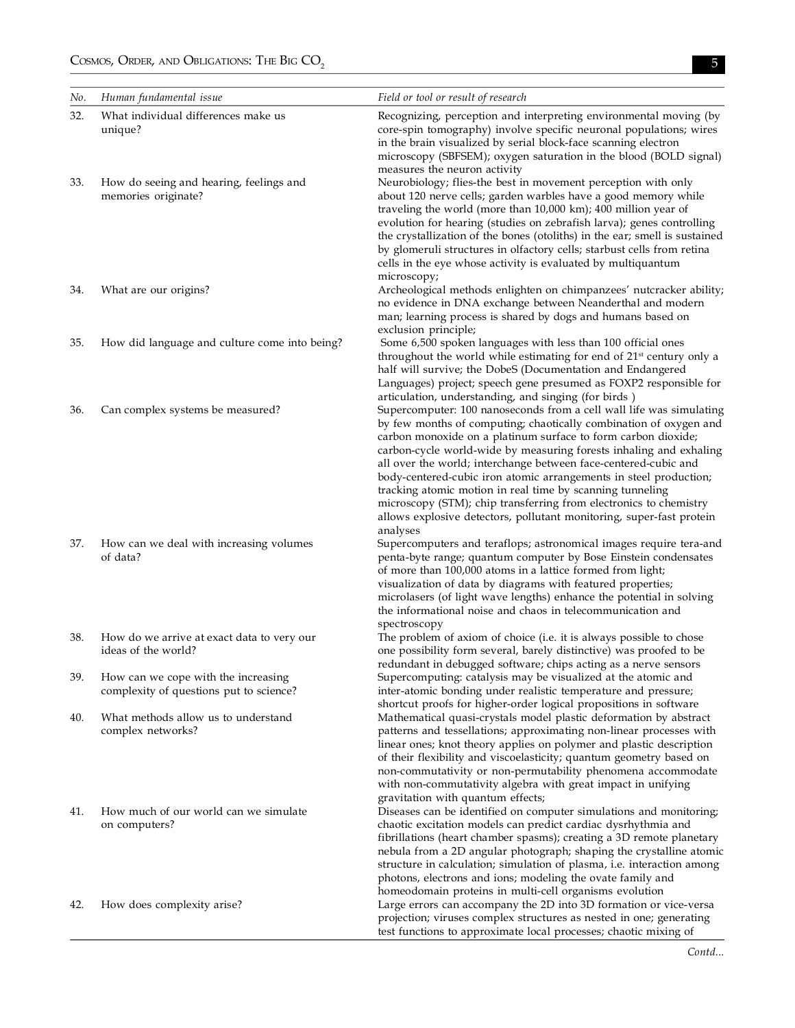| No. | Human fundamental issue | Field or tool or result of research |
|---|---|---|
| 32. | What individual differences make us unique? | Recognizing, perception and interpreting environmental moving (by core-spin tomography) involve specific neuronal populations; wires in the brain visualized by serial block-face scanning electron microscopy (SBFSEM); oxygen saturation in the blood (BOLD signal) measures the neuron activity |
| 33. | How do seeing and hearing, feelings and memories originate? | Neurobiology; flies-the best in movement perception with only about 120 nerve cells; garden warbles have a good memory while traveling the world (more than 10,000 km); 400 million year of evolution for hearing (studies on zebrafish larva); genes controlling the crystallization of the bones (otoliths) in the ear; smell is sustained by glomeruli structures in olfactory cells; starburst cells from retina cells in the eye whose activity is evaluated by multiquantum microscopy; |
| 34. | What are our origins? | Archeological methods enlighten on chimpanzees' nutcracker ability; no evidence in DNA exchange between Neanderthal and modern man; learning process is shared by dogs and humans based on exclusion principle; |
| 35. | How did language and culture come into being? | Some 6,500 spoken languages with less than 100 official ones throughout the world while estimating for end of 21st century only a half will survive; the DobeS (Documentation and Endangered Languages) project; speech gene presumed as FOXP2 responsible for articulation, understanding, and singing (for birds ) |
| 36. | Can complex systems be measured? | Supercomputer: 100 nanoseconds from a cell wall life was simulating by few months of computing; chaotically combination of oxygen and carbon monoxide on a platinum surface to form carbon dioxide; carbon-cycle world-wide by measuring forests inhaling and exhaling all over the world; interchange between face-centered-cubic and body-centered-cubic iron atomic arrangements in steel production; tracking atomic motion in real time by scanning tunneling microscopy (STM); chip transferring from electronics to chemistry allows explosive detectors, pollutant monitoring, super-fast protein analyses |
| 37. | How can we deal with increasing volumes of data? | Supercomputers and teraflops; astronomical images require tera-and penta-byte range; quantum computer by Bose Einstein condensates of more than 100,000 atoms in a lattice formed from light; visualization of data by diagrams with featured properties; microlasers (of light wave lengths) enhance the potential in solving the informational noise and chaos in telecommunication and spectroscopy |
| 38. | How do we arrive at exact data to very our ideas of the world? | The problem of axiom of choice (i.e. it is always possible to chose one possibility form several, barely distinctive) was proofed to be redundant in debugged software; chips acting as a nerve sensors |
| 39. | How can we cope with the increasing complexity of questions put to science? | Supercomputing: catalysis may be visualized at the atomic and inter-atomic bonding under realistic temperature and pressure; shortcut proofs for higher-order logical propositions in software |
| 40. | What methods allow us to understand complex networks? | Mathematical quasi-crystals model plastic deformation by abstract patterns and tessellations; approximating non-linear processes with linear ones; knot theory applies on polymer and plastic description of their flexibility and viscoelasticity; quantum geometry based on non-commutativity or non-permutability phenomena accommodate with non-commutativity algebra with great impact in unifying gravitation with quantum effects; |
| 41. | How much of our world can we simulate on computers? | Diseases can be identified on computer simulations and monitoring; chaotic excitation models can predict cardiac dysrhythmia and fibrillations (heart chamber spasms); creating a 3D remote planetary nebula from a 2D angular photograph; shaping the crystalline atomic structure in calculation; simulation of plasma, i.e. interaction among photons, electrons and ions; modeling the ovate family and homeodomain proteins in multi-cell organisms evolution |
| 42. | How does complexity arise? | Large errors can accompany the 2D into 3D formation or vice-versa projection; viruses complex structures as nested in one; generating test functions to approximate local processes; chaotic mixing of |

*Contd...*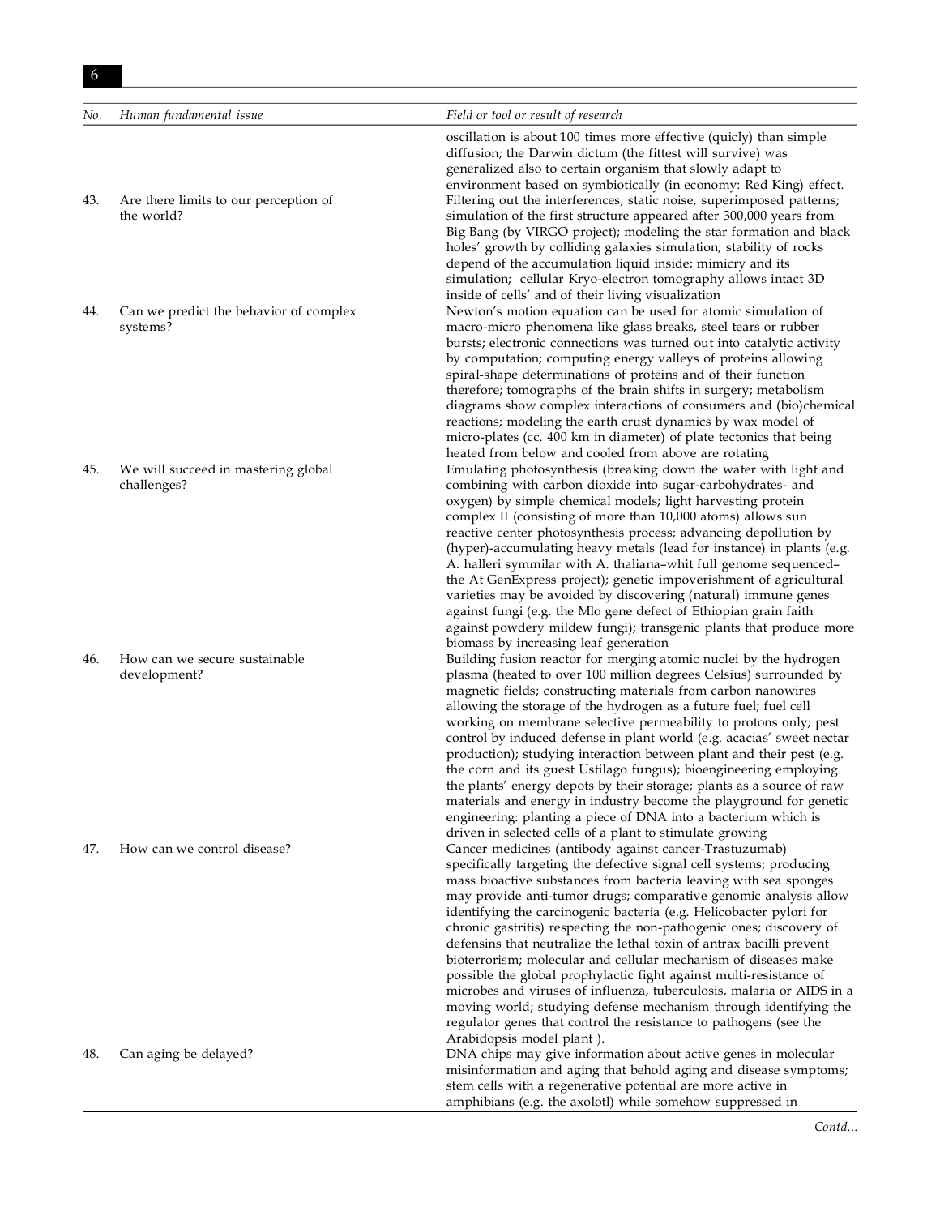| No. | Human fundamental issue | Field or tool or result of research |
|---|---|---|
| | | oscillation is about 100 times more effective (quicly) than simple diffusion; the Darwin dictum (the fittest will survive) was generalized also to certain organism that slowly adapt to environment based on symbiotically (in economy: Red King) effect. |
| 43. | Are there limits to our perception of the world? | Filtering out the interferences, static noise, superimposed patterns; simulation of the first structure appeared after 300,000 years from Big Bang (by VIRGO project); modeling the star formation and black holes' growth by colliding galaxies simulation; stability of rocks depend of the accumulation liquid inside; mimicry and its simulation; cellular Kryo-electron tomography allows intact 3D inside of cells' and of their living visualization |
| 44. | Can we predict the behavior of complex systems? | Newton's motion equation can be used for atomic simulation of macro-micro phenomena like glass breaks, steel tears or rubber bursts; electronic connections was turned out into catalytic activity by computation; computing energy valleys of proteins allowing spiral-shape determinations of proteins and of their function therefore; tomographs of the brain shifts in surgery; metabolism diagrams show complex interactions of consumers and (bio)chemical reactions; modeling the earth crust dynamics by wax model of micro-plates (cc. 400 km in diameter) of plate tectonics that being heated from below and cooled from above are rotating |
| 45. | We will succeed in mastering global challenges? | Emulating photosynthesis (breaking down the water with light and combining with carbon dioxide into sugar-carbohydrates- and oxygen) by simple chemical models; light harvesting protein complex II (consisting of more than 10,000 atoms) allows sun reactive center photosynthesis process; advancing depollution by (hyper)-accumulating heavy metals (lead for instance) in plants (e.g. A. halleri symmilar with A. thaliana–whit full genome sequenced–the At GenExpress project); genetic impoverishment of agricultural varieties may be avoided by discovering (natural) immune genes against fungi (e.g. the Mlo gene defect of Ethiopian grain faith against powdery mildew fungi); transgenic plants that produce more biomass by increasing leaf generation |
| 46. | How can we secure sustainable development? | Building fusion reactor for merging atomic nuclei by the hydrogen plasma (heated to over 100 million degrees Celsius) surrounded by magnetic fields; constructing materials from carbon nanowires allowing the storage of the hydrogen as a future fuel; fuel cell working on membrane selective permeability to protons only; pest control by induced defense in plant world (e.g. acacias' sweet nectar production); studying interaction between plant and their pest (e.g. the corn and its guest Ustilago fungus); bioengineering employing the plants' energy depots by their storage; plants as a source of raw materials and energy in industry become the playground for genetic engineering: planting a piece of DNA into a bacterium which is driven in selected cells of a plant to stimulate growing |
| 47. | How can we control disease? | Cancer medicines (antibody against cancer-Trastuzumab) specifically targeting the defective signal cell systems; producing mass bioactive substances from bacteria leaving with sea sponges may provide anti-tumor drugs; comparative genomic analysis allow identifying the carcinogenic bacteria (e.g. Helicobacter pylori for chronic gastritis) respecting the non-pathogenic ones; discovery of defensins that neutralize the lethal toxin of antrax bacilli prevent bioterrorism; molecular and cellular mechanism of diseases make possible the global prophylactic fight against multi-resistance of microbes and viruses of influenza, tuberculosis, malaria or AIDS in a moving world; studying defense mechanism through identifying the regulator genes that control the resistance to pathogens (see the Arabidopsis model plant ). |
| 48. | Can aging be delayed? | DNA chips may give information about active genes in molecular misinformation and aging that behold aging and disease symptoms; stem cells with a regenerative potential are more active in amphibians (e.g. the axolotl) while somehow suppressed in |

*Contd...*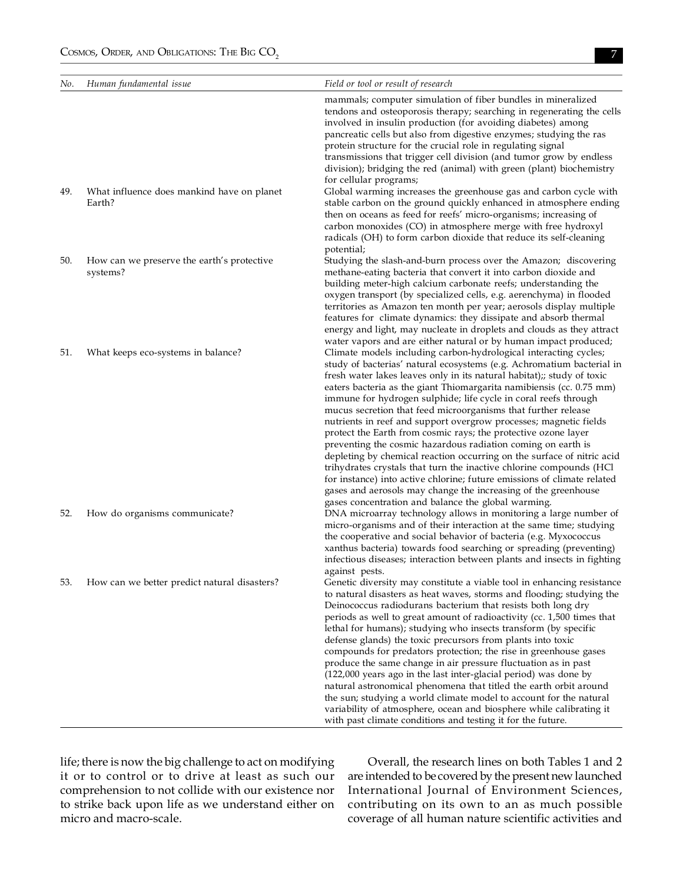| No. | Human fundamental issue | Field or tool or result of research |
|---|---|---|
| | | mammals; computer simulation of fiber bundles in mineralized tendons and osteoporosis therapy; searching in regenerating the cells involved in insulin production (for avoiding diabetes) among pancreatic cells but also from digestive enzymes; studying the ras protein structure for the crucial role in regulating signal transmissions that trigger cell division (and tumor grow by endless division); bridging the red (animal) with green (plant) biochemistry for cellular programs; |
| 49. | What influence does mankind have on planet Earth? | Global warming increases the greenhouse gas and carbon cycle with stable carbon on the ground quickly enhanced in atmosphere ending then on oceans as feed for reefs' micro-organisms; increasing of carbon monoxides (CO) in atmosphere merge with free hydroxyl radicals (OH) to form carbon dioxide that reduce its self-cleaning potential; |
| 50. | How can we preserve the earth's protective systems? | Studying the slash-and-burn process over the Amazon; discovering methane-eating bacteria that convert it into carbon dioxide and building meter-high calcium carbonate reefs; understanding the oxygen transport (by specialized cells, e.g. aerenchyma) in flooded territories as Amazon ten month per year; aerosols display multiple features for climate dynamics: they dissipate and absorb thermal energy and light, may nucleate in droplets and clouds as they attract water vapors and are either natural or by human impact produced; |
| 51. | What keeps eco-systems in balance? | Climate models including carbon-hydrological interacting cycles; study of bacterias' natural ecosystems (e.g. Achromatium bacterial in fresh water lakes leaves only in its natural habitat);; study of toxic eaters bacteria as the giant Thiomargarita namibiensis (cc. 0.75 mm) immune for hydrogen sulphide; life cycle in coral reefs through mucus secretion that feed microorganisms that further release nutrients in reef and support overgrow processes; magnetic fields protect the Earth from cosmic rays; the protective ozone layer preventing the cosmic hazardous radiation coming on earth is depleting by chemical reaction occurring on the surface of nitric acid trihydrates crystals that turn the inactive chlorine compounds (HCl for instance) into active chlorine; future emissions of climate related gases and aerosols may change the increasing of the greenhouse gases concentration and balance the global warming. |
| 52. | How do organisms communicate? | DNA microarray technology allows in monitoring a large number of micro-organisms and of their interaction at the same time; studying the cooperative and social behavior of bacteria (e.g. Myxococcus xanthus bacteria) towards food searching or spreading (preventing) infectious diseases; interaction between plants and insects in fighting against pests. |
| 53. | How can we better predict natural disasters? | Genetic diversity may constitute a viable tool in enhancing resistance to natural disasters as heat waves, storms and flooding; studying the Deinococcus radiodurans bacterium that resists both long dry periods as well to great amount of radioactivity (cc. 1,500 times that lethal for humans); studying who insects transform (by specific defense glands) the toxic precursors from plants into toxic compounds for predators protection; the rise in greenhouse gases produce the same change in air pressure fluctuation as in past (122,000 years ago in the last inter-glacial period) was done by natural astronomical phenomena that titled the earth orbit around the sun; studying a world climate model to account for the natural variability of atmosphere, ocean and biosphere while calibrating it with past climate conditions and testing it for the future. |

life; there is now the big challenge to act on modifying it or to control or to drive at least as such our comprehension to not collide with our existence nor to strike back upon life as we understand either on micro and macro-scale.

Overall, the research lines on both Tables 1 and 2 are intended to be covered by the present new launched International Journal of Environment Sciences, contributing on its own to an as much possible coverage of all human nature scientific activities and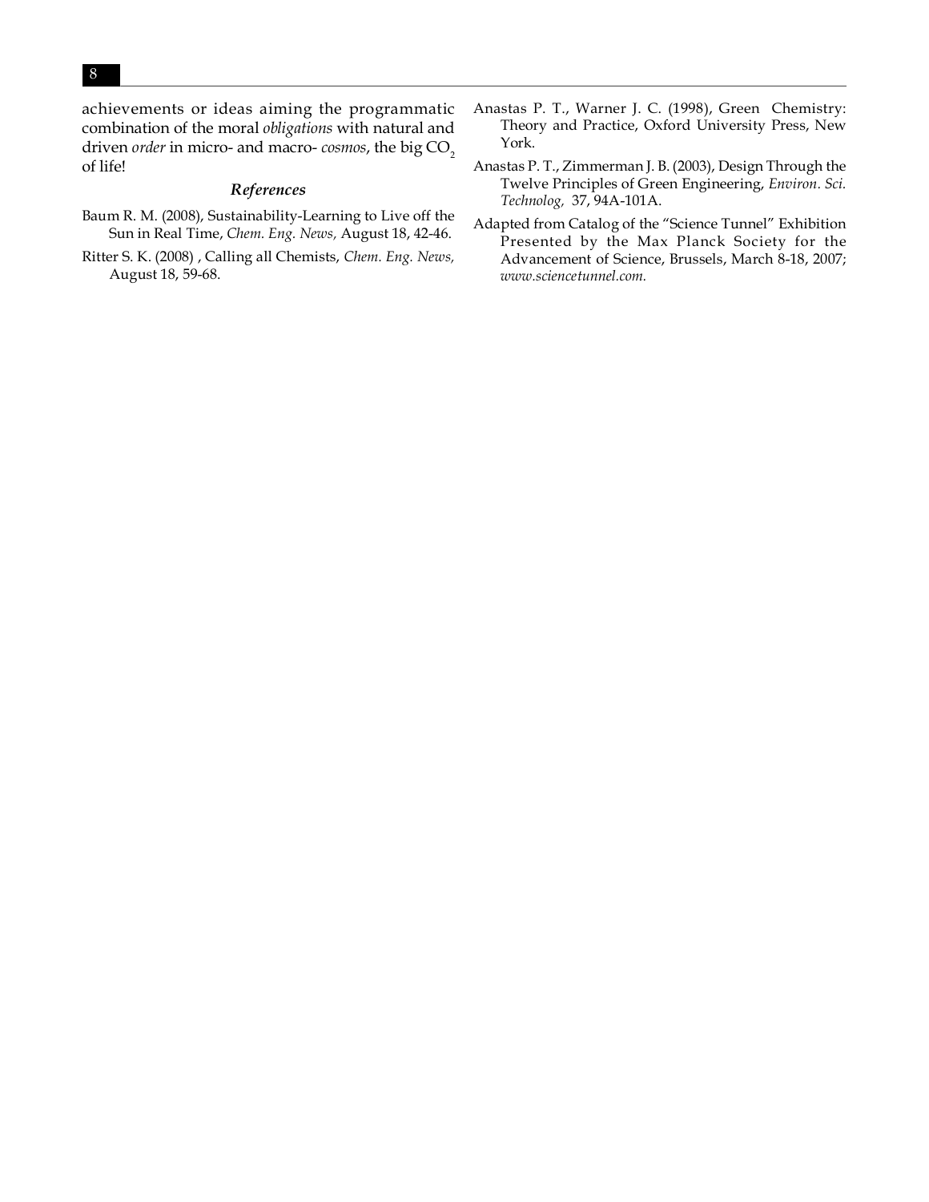achievements or ideas aiming the programmatic combination of the moral *obligations* with natural and driven *order* in micro- and macro- *cosmos*, the big $CO_2$ of life!

### *References*

Baum R. M. (2008), Sustainability-Learning to Live off the Sun in Real Time, *Chem. Eng. News,* August 18, 42-46.

Ritter S. K. (2008) , Calling all Chemists, *Chem. Eng. News,* August 18, 59-68.

Anastas P. T., Warner J. C. (1998), Green Chemistry: Theory and Practice, Oxford University Press, New York.

Anastas P. T., Zimmerman J. B. (2003), Design Through the Twelve Principles of Green Engineering, *Environ. Sci. Technolog,* 37, 94A-101A.

Adapted from Catalog of the "Science Tunnel" Exhibition Presented by the Max Planck Society for the Advancement of Science, Brussels, March 8-18, 2007; *www.sciencetunnel.com.*